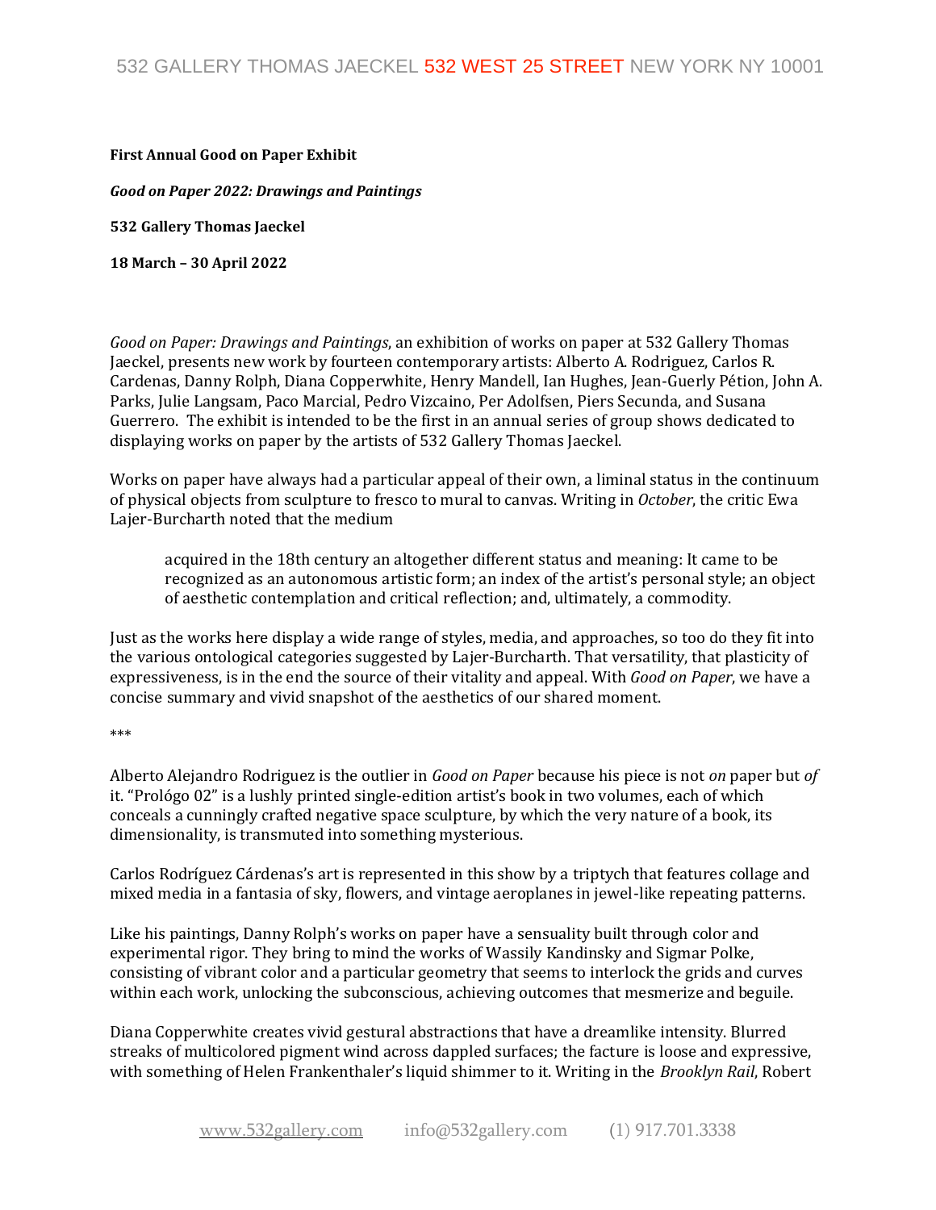532 GALLERY THOMAS JAECKEL 532 WEST 25 STREET NEW YORK NY 10001

**First Annual Good on Paper Exhibit**

***Good on Paper 2022: Drawings and Paintings***

**532 Gallery Thomas Jaeckel**

**18 March – 30 April 2022**

*Good on Paper: Drawings and Paintings*, an exhibition of works on paper at 532 Gallery Thomas Jaeckel, presents new work by fourteen contemporary artists: Alberto A. Rodriguez, Carlos R. Cardenas, Danny Rolph, Diana Copperwhite, Henry Mandell, Ian Hughes, Jean-Guerly Pétion, John A. Parks, Julie Langsam, Paco Marcial, Pedro Vizcaino, Per Adolfsen, Piers Secunda, and Susana Guerrero. The exhibit is intended to be the first in an annual series of group shows dedicated to displaying works on paper by the artists of 532 Gallery Thomas Jaeckel.

Works on paper have always had a particular appeal of their own, a liminal status in the continuum of physical objects from sculpture to fresco to mural to canvas. Writing in *October*, the critic Ewa Lajer-Burcharth noted that the medium

> acquired in the 18th century an altogether different status and meaning: It came to be recognized as an autonomous artistic form; an index of the artist's personal style; an object of aesthetic contemplation and critical reflection; and, ultimately, a commodity.

Just as the works here display a wide range of styles, media, and approaches, so too do they fit into the various ontological categories suggested by Lajer-Burcharth. That versatility, that plasticity of expressiveness, is in the end the source of their vitality and appeal. With *Good on Paper*, we have a concise summary and vivid snapshot of the aesthetics of our shared moment.

***

Alberto Alejandro Rodriguez is the outlier in *Good on Paper* because his piece is not *on* paper but *of* it. "Prológo 02" is a lushly printed single-edition artist's book in two volumes, each of which conceals a cunningly crafted negative space sculpture, by which the very nature of a book, its dimensionality, is transmuted into something mysterious.

Carlos Rodríguez Cárdenas's art is represented in this show by a triptych that features collage and mixed media in a fantasia of sky, flowers, and vintage aeroplanes in jewel-like repeating patterns.

Like his paintings, Danny Rolph's works on paper have a sensuality built through color and experimental rigor. They bring to mind the works of Wassily Kandinsky and Sigmar Polke, consisting of vibrant color and a particular geometry that seems to interlock the grids and curves within each work, unlocking the subconscious, achieving outcomes that mesmerize and beguile.

Diana Copperwhite creates vivid gestural abstractions that have a dreamlike intensity. Blurred streaks of multicolored pigment wind across dappled surfaces; the facture is loose and expressive, with something of Helen Frankenthaler's liquid shimmer to it. Writing in the *Brooklyn Rail*, Robert

www.532gallery.com info@532gallery.com (1) 917.701.3338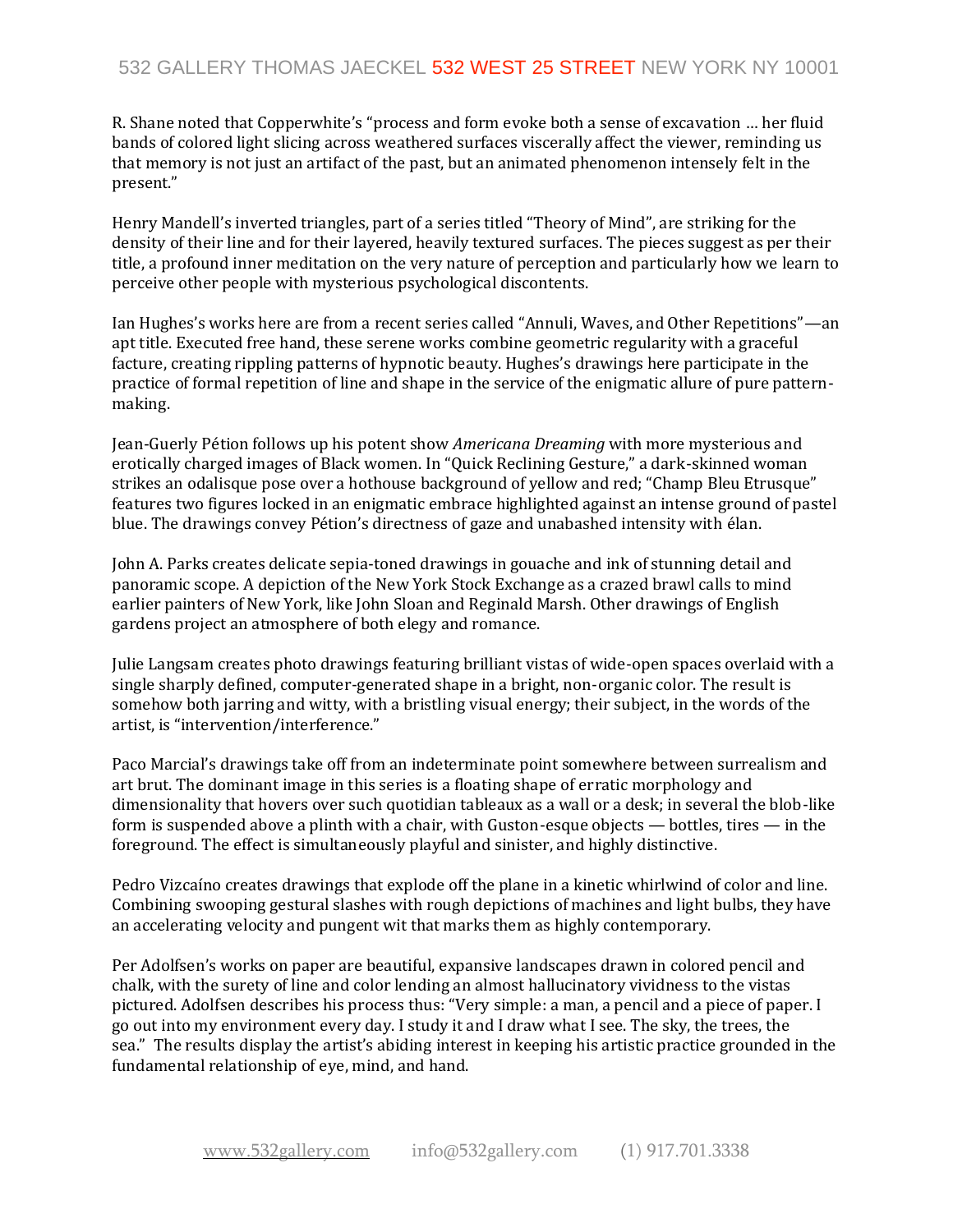R. Shane noted that Copperwhite's "process and form evoke both a sense of excavation … her fluid bands of colored light slicing across weathered surfaces viscerally affect the viewer, reminding us that memory is not just an artifact of the past, but an animated phenomenon intensely felt in the present."

Henry Mandell's inverted triangles, part of a series titled "Theory of Mind", are striking for the density of their line and for their layered, heavily textured surfaces. The pieces suggest as per their title, a profound inner meditation on the very nature of perception and particularly how we learn to perceive other people with mysterious psychological discontents.

Ian Hughes's works here are from a recent series called "Annuli, Waves, and Other Repetitions"—an apt title. Executed free hand, these serene works combine geometric regularity with a graceful facture, creating rippling patterns of hypnotic beauty. Hughes's drawings here participate in the practice of formal repetition of line and shape in the service of the enigmatic allure of pure pattern-making.

Jean-Guerly Pétion follows up his potent show *Americana Dreaming* with more mysterious and erotically charged images of Black women. In "Quick Reclining Gesture," a dark-skinned woman strikes an odalisque pose over a hothouse background of yellow and red; "Champ Bleu Etrusque" features two figures locked in an enigmatic embrace highlighted against an intense ground of pastel blue. The drawings convey Pétion's directness of gaze and unabashed intensity with élan.

John A. Parks creates delicate sepia-toned drawings in gouache and ink of stunning detail and panoramic scope. A depiction of the New York Stock Exchange as a crazed brawl calls to mind earlier painters of New York, like John Sloan and Reginald Marsh. Other drawings of English gardens project an atmosphere of both elegy and romance.

Julie Langsam creates photo drawings featuring brilliant vistas of wide-open spaces overlaid with a single sharply defined, computer-generated shape in a bright, non-organic color. The result is somehow both jarring and witty, with a bristling visual energy; their subject, in the words of the artist, is "intervention/interference."

Paco Marcial's drawings take off from an indeterminate point somewhere between surrealism and art brut. The dominant image in this series is a floating shape of erratic morphology and dimensionality that hovers over such quotidian tableaux as a wall or a desk; in several the blob-like form is suspended above a plinth with a chair, with Guston-esque objects — bottles, tires — in the foreground. The effect is simultaneously playful and sinister, and highly distinctive.

Pedro Vizcaíno creates drawings that explode off the plane in a kinetic whirlwind of color and line. Combining swooping gestural slashes with rough depictions of machines and light bulbs, they have an accelerating velocity and pungent wit that marks them as highly contemporary.

Per Adolfsen's works on paper are beautiful, expansive landscapes drawn in colored pencil and chalk, with the surety of line and color lending an almost hallucinatory vividness to the vistas pictured. Adolfsen describes his process thus: "Very simple: a man, a pencil and a piece of paper. I go out into my environment every day. I study it and I draw what I see. The sky, the trees, the sea." The results display the artist's abiding interest in keeping his artistic practice grounded in the fundamental relationship of eye, mind, and hand.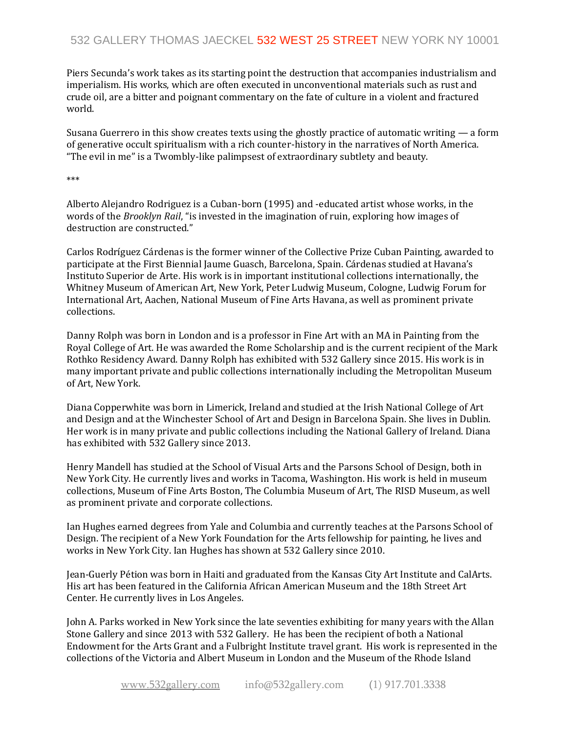Piers Secunda's work takes as its starting point the destruction that accompanies industrialism and imperialism. His works, which are often executed in unconventional materials such as rust and crude oil, are a bitter and poignant commentary on the fate of culture in a violent and fractured world.

Susana Guerrero in this show creates texts using the ghostly practice of automatic writing — a form of generative occult spiritualism with a rich counter-history in the narratives of North America. "The evil in me" is a Twombly-like palimpsest of extraordinary subtlety and beauty.

***

Alberto Alejandro Rodriguez is a Cuban-born (1995) and -educated artist whose works, in the words of the *Brooklyn Rail*, "is invested in the imagination of ruin, exploring how images of destruction are constructed."

Carlos Rodríguez Cárdenas is the former winner of the Collective Prize Cuban Painting, awarded to participate at the First Biennial Jaume Guasch, Barcelona, Spain. Cárdenas studied at Havana's Instituto Superior de Arte. His work is in important institutional collections internationally, the Whitney Museum of American Art, New York, Peter Ludwig Museum, Cologne, Ludwig Forum for International Art, Aachen, National Museum of Fine Arts Havana, as well as prominent private collections.

Danny Rolph was born in London and is a professor in Fine Art with an MA in Painting from the Royal College of Art. He was awarded the Rome Scholarship and is the current recipient of the Mark Rothko Residency Award. Danny Rolph has exhibited with 532 Gallery since 2015. His work is in many important private and public collections internationally including the Metropolitan Museum of Art, New York.

Diana Copperwhite was born in Limerick, Ireland and studied at the Irish National College of Art and Design and at the Winchester School of Art and Design in Barcelona Spain. She lives in Dublin. Her work is in many private and public collections including the National Gallery of Ireland. Diana has exhibited with 532 Gallery since 2013.

Henry Mandell has studied at the School of Visual Arts and the Parsons School of Design, both in New York City. He currently lives and works in Tacoma, Washington. His work is held in museum collections, Museum of Fine Arts Boston, The Columbia Museum of Art, The RISD Museum, as well as prominent private and corporate collections.

Ian Hughes earned degrees from Yale and Columbia and currently teaches at the Parsons School of Design. The recipient of a New York Foundation for the Arts fellowship for painting, he lives and works in New York City. Ian Hughes has shown at 532 Gallery since 2010.

Jean-Guerly Pétion was born in Haiti and graduated from the Kansas City Art Institute and CalArts. His art has been featured in the California African American Museum and the 18th Street Art Center. He currently lives in Los Angeles.

John A. Parks worked in New York since the late seventies exhibiting for many years with the Allan Stone Gallery and since 2013 with 532 Gallery. He has been the recipient of both a National Endowment for the Arts Grant and a Fulbright Institute travel grant. His work is represented in the collections of the Victoria and Albert Museum in London and the Museum of the Rhode Island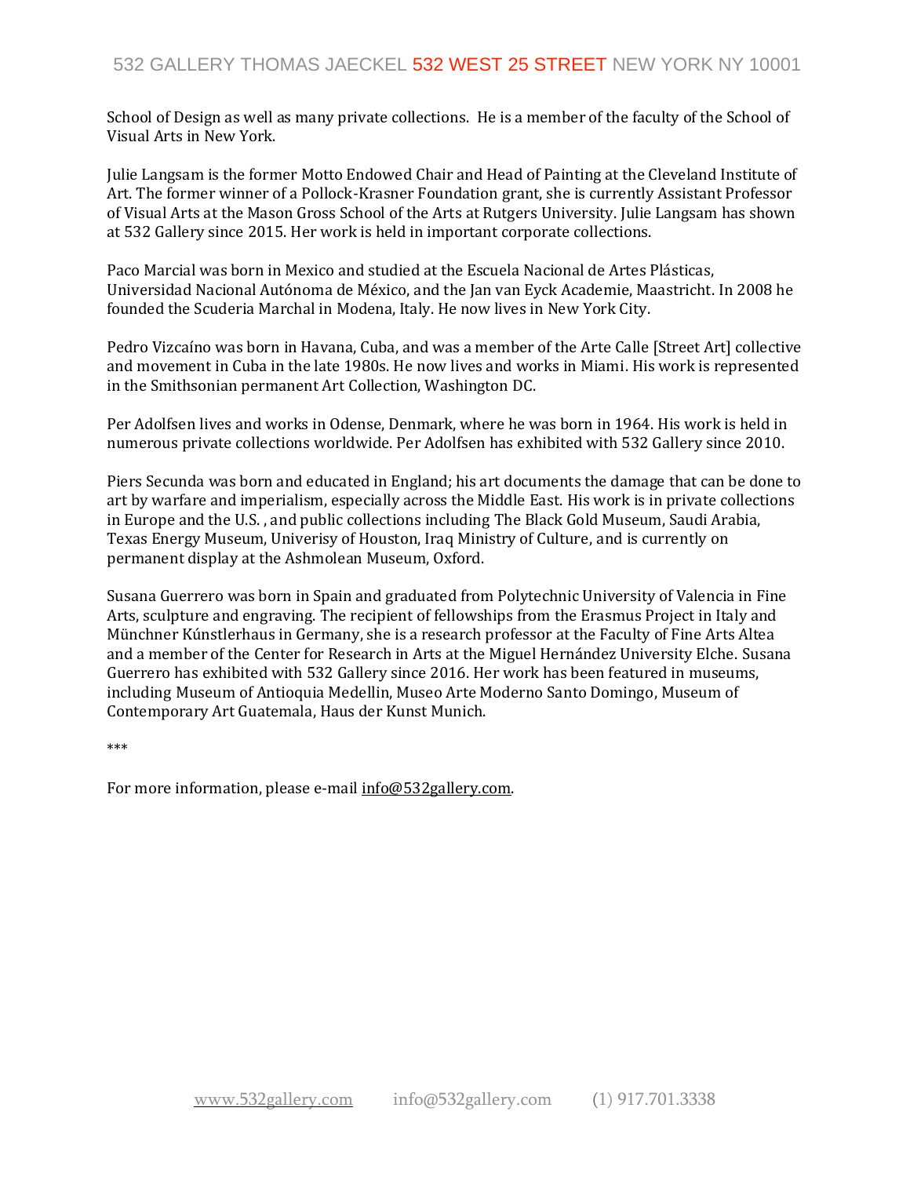School of Design as well as many private collections. He is a member of the faculty of the School of Visual Arts in New York.

Julie Langsam is the former Motto Endowed Chair and Head of Painting at the Cleveland Institute of Art. The former winner of a Pollock-Krasner Foundation grant, she is currently Assistant Professor of Visual Arts at the Mason Gross School of the Arts at Rutgers University. Julie Langsam has shown at 532 Gallery since 2015. Her work is held in important corporate collections.

Paco Marcial was born in Mexico and studied at the Escuela Nacional de Artes Plásticas, Universidad Nacional Autónoma de México, and the Jan van Eyck Academie, Maastricht. In 2008 he founded the Scuderia Marchal in Modena, Italy. He now lives in New York City.

Pedro Vizcaíno was born in Havana, Cuba, and was a member of the Arte Calle [Street Art] collective and movement in Cuba in the late 1980s. He now lives and works in Miami. His work is represented in the Smithsonian permanent Art Collection, Washington DC.

Per Adolfsen lives and works in Odense, Denmark, where he was born in 1964. His work is held in numerous private collections worldwide. Per Adolfsen has exhibited with 532 Gallery since 2010.

Piers Secunda was born and educated in England; his art documents the damage that can be done to art by warfare and imperialism, especially across the Middle East. His work is in private collections in Europe and the U.S. , and public collections including The Black Gold Museum, Saudi Arabia, Texas Energy Museum, Univerisy of Houston, Iraq Ministry of Culture, and is currently on permanent display at the Ashmolean Museum, Oxford.

Susana Guerrero was born in Spain and graduated from Polytechnic University of Valencia in Fine Arts, sculpture and engraving. The recipient of fellowships from the Erasmus Project in Italy and Münchner Kúnstlerhaus in Germany, she is a research professor at the Faculty of Fine Arts Altea and a member of the Center for Research in Arts at the Miguel Hernández University Elche. Susana Guerrero has exhibited with 532 Gallery since 2016. Her work has been featured in museums, including Museum of Antioquia Medellin, Museo Arte Moderno Santo Domingo, Museum of Contemporary Art Guatemala, Haus der Kunst Munich.

***

For more information, please e-mail info@532gallery.com.